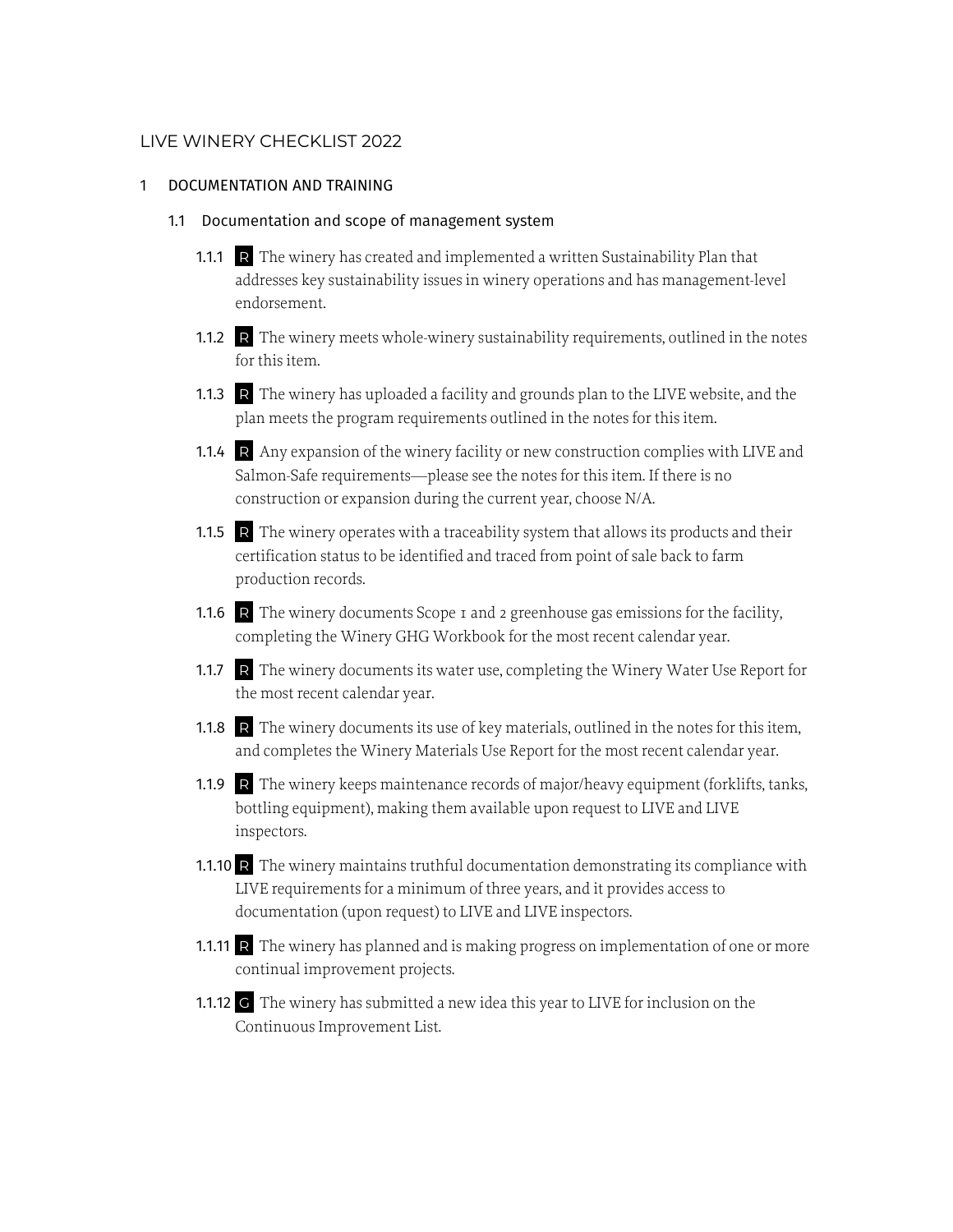# LIVE WINERY CHECKLIST 2022

## 1 DOCUMENTATION AND TRAINING

### 1.1 Documentation and scope of management system

**1.1.1** R The winery has created and implemented a written Sustainability Plan that addresses key sustainability issues in winery operations and has management-level endorsement.

**1.1.2** R The winery meets whole-winery sustainability requirements, outlined in the notes for this item.

**1.1.3** R The winery has uploaded a facility and grounds plan to the LIVE website, and the plan meets the program requirements outlined in the notes for this item.

**1.1.4** R Any expansion of the winery facility or new construction complies with LIVE and Salmon-Safe requirements—please see the notes for this item. If there is no construction or expansion during the current year, choose N/A.

**1.1.5** R The winery operates with a traceability system that allows its products and their certification status to be identified and traced from point of sale back to farm production records.

**1.1.6** R The winery documents Scope 1 and 2 greenhouse gas emissions for the facility, completing the Winery GHG Workbook for the most recent calendar year.

**1.1.7** R The winery documents its water use, completing the Winery Water Use Report for the most recent calendar year.

**1.1.8** R The winery documents its use of key materials, outlined in the notes for this item, and completes the Winery Materials Use Report for the most recent calendar year.

**1.1.9** R The winery keeps maintenance records of major/heavy equipment (forklifts, tanks, bottling equipment), making them available upon request to LIVE and LIVE inspectors.

**1.1.10** R The winery maintains truthful documentation demonstrating its compliance with LIVE requirements for a minimum of three years, and it provides access to documentation (upon request) to LIVE and LIVE inspectors.

**1.1.11** R The winery has planned and is making progress on implementation of one or more continual improvement projects.

**1.1.12** G The winery has submitted a new idea this year to LIVE for inclusion on the Continuous Improvement List.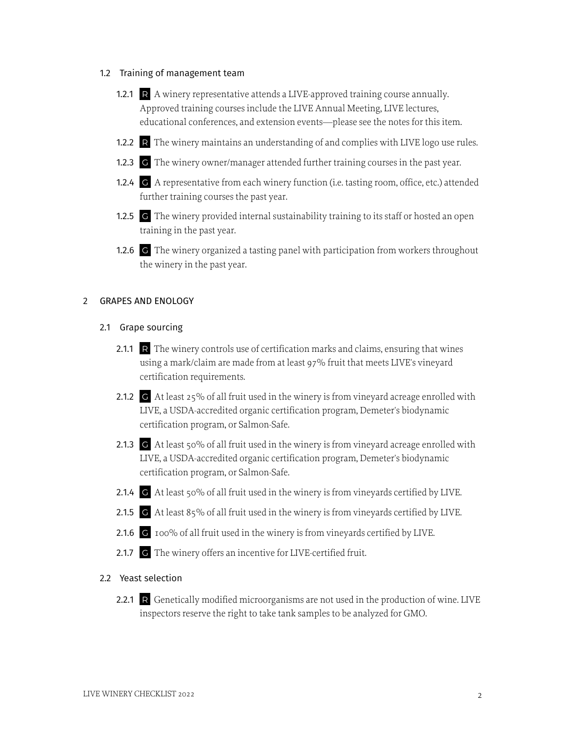### 1.2 Training of management team

- **1.2.1** R A winery representative attends a LIVE-approved training course annually. Approved training courses include the LIVE Annual Meeting, LIVE lectures, educational conferences, and extension events—please see the notes for this item.
- **1.2.2** R The winery maintains an understanding of and complies with LIVE logo use rules.
- **1.2.3** G The winery owner/manager attended further training courses in the past year.
- **1.2.4** G A representative from each winery function (i.e. tasting room, office, etc.) attended further training courses the past year.
- **1.2.5** G The winery provided internal sustainability training to its staff or hosted an open training in the past year.
- **1.2.6** G The winery organized a tasting panel with participation from workers throughout the winery in the past year.

## 2 GRAPES AND ENOLOGY

### 2.1 Grape sourcing

- **2.1.1** R The winery controls use of certification marks and claims, ensuring that wines using a mark/claim are made from at least 97% fruit that meets LIVE's vineyard certification requirements.
- **2.1.2** G At least 25% of all fruit used in the winery is from vineyard acreage enrolled with LIVE, a USDA-accredited organic certification program, Demeter's biodynamic certification program, or Salmon-Safe.
- **2.1.3** G At least 50% of all fruit used in the winery is from vineyard acreage enrolled with LIVE, a USDA-accredited organic certification program, Demeter's biodynamic certification program, or Salmon-Safe.
- **2.1.4** G At least 50% of all fruit used in the winery is from vineyards certified by LIVE.
- **2.1.5** G At least 85% of all fruit used in the winery is from vineyards certified by LIVE.
- **2.1.6** G 100% of all fruit used in the winery is from vineyards certified by LIVE.
- **2.1.7** G The winery offers an incentive for LIVE-certified fruit.

### 2.2 Yeast selection

- **2.2.1** R Genetically modified microorganisms are not used in the production of wine. LIVE inspectors reserve the right to take tank samples to be analyzed for GMO.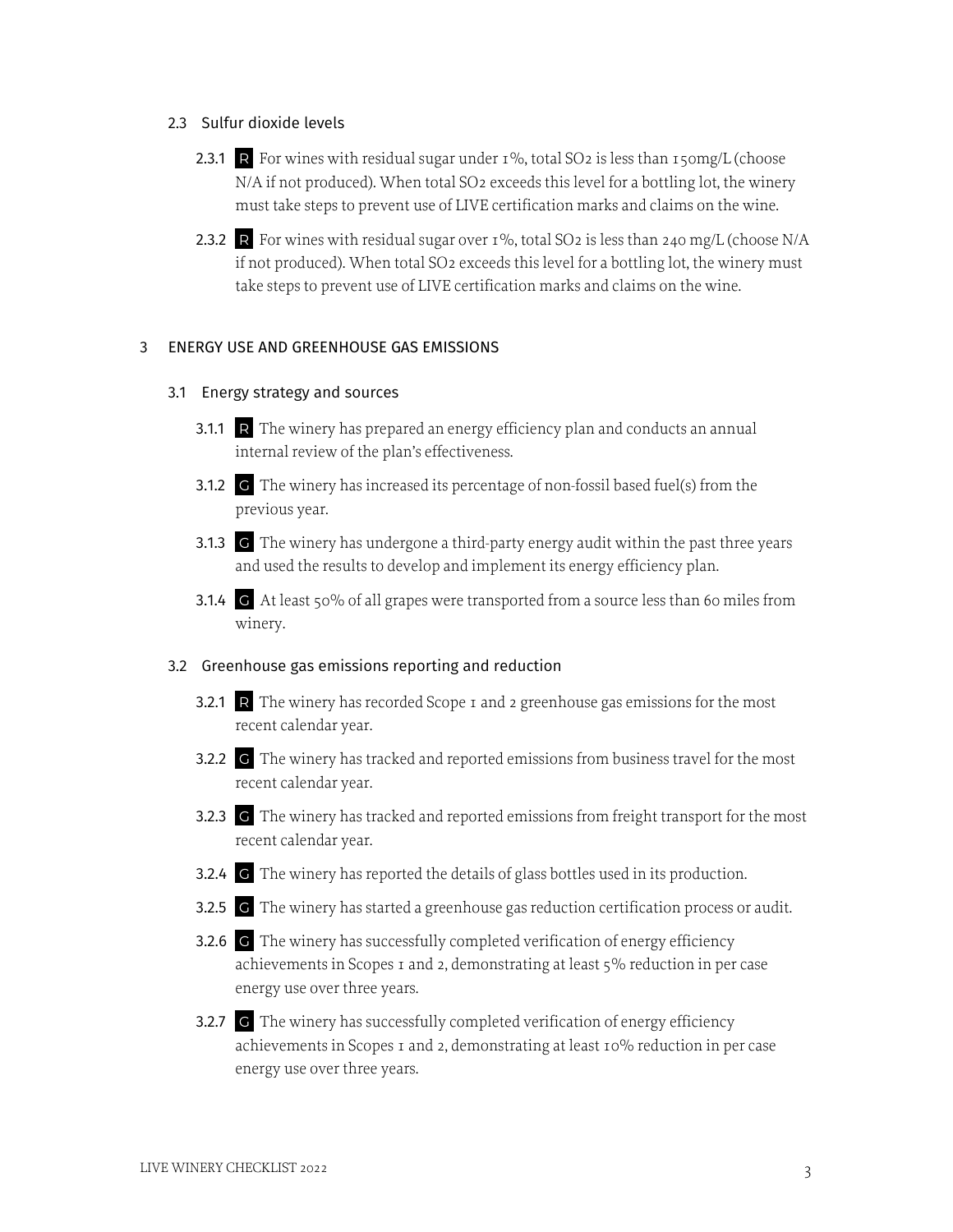### 2.3 Sulfur dioxide levels

- **2.3.1** R For wines with residual sugar under 1%, total $SO_2$ is less than 150mg/L (choose N/A if not produced). When total $SO_2$ exceeds this level for a bottling lot, the winery must take steps to prevent use of LIVE certification marks and claims on the wine.

- **2.3.2** R For wines with residual sugar over 1%, total $SO_2$ is less than 240 mg/L (choose N/A if not produced). When total $SO_2$ exceeds this level for a bottling lot, the winery must take steps to prevent use of LIVE certification marks and claims on the wine.

## 3 ENERGY USE AND GREENHOUSE GAS EMISSIONS

### 3.1 Energy strategy and sources

- **3.1.1** R The winery has prepared an energy efficiency plan and conducts an annual internal review of the plan's effectiveness.

- **3.1.2** G The winery has increased its percentage of non-fossil based fuel(s) from the previous year.

- **3.1.3** G The winery has undergone a third-party energy audit within the past three years and used the results to develop and implement its energy efficiency plan.

- **3.1.4** G At least 50% of all grapes were transported from a source less than 60 miles from winery.

### 3.2 Greenhouse gas emissions reporting and reduction

- **3.2.1** R The winery has recorded Scope 1 and 2 greenhouse gas emissions for the most recent calendar year.

- **3.2.2** G The winery has tracked and reported emissions from business travel for the most recent calendar year.

- **3.2.3** G The winery has tracked and reported emissions from freight transport for the most recent calendar year.

- **3.2.4** G The winery has reported the details of glass bottles used in its production.

- **3.2.5** G The winery has started a greenhouse gas reduction certification process or audit.

- **3.2.6** G The winery has successfully completed verification of energy efficiency achievements in Scopes 1 and 2, demonstrating at least 5% reduction in per case energy use over three years.

- **3.2.7** G The winery has successfully completed verification of energy efficiency achievements in Scopes 1 and 2, demonstrating at least 10% reduction in per case energy use over three years.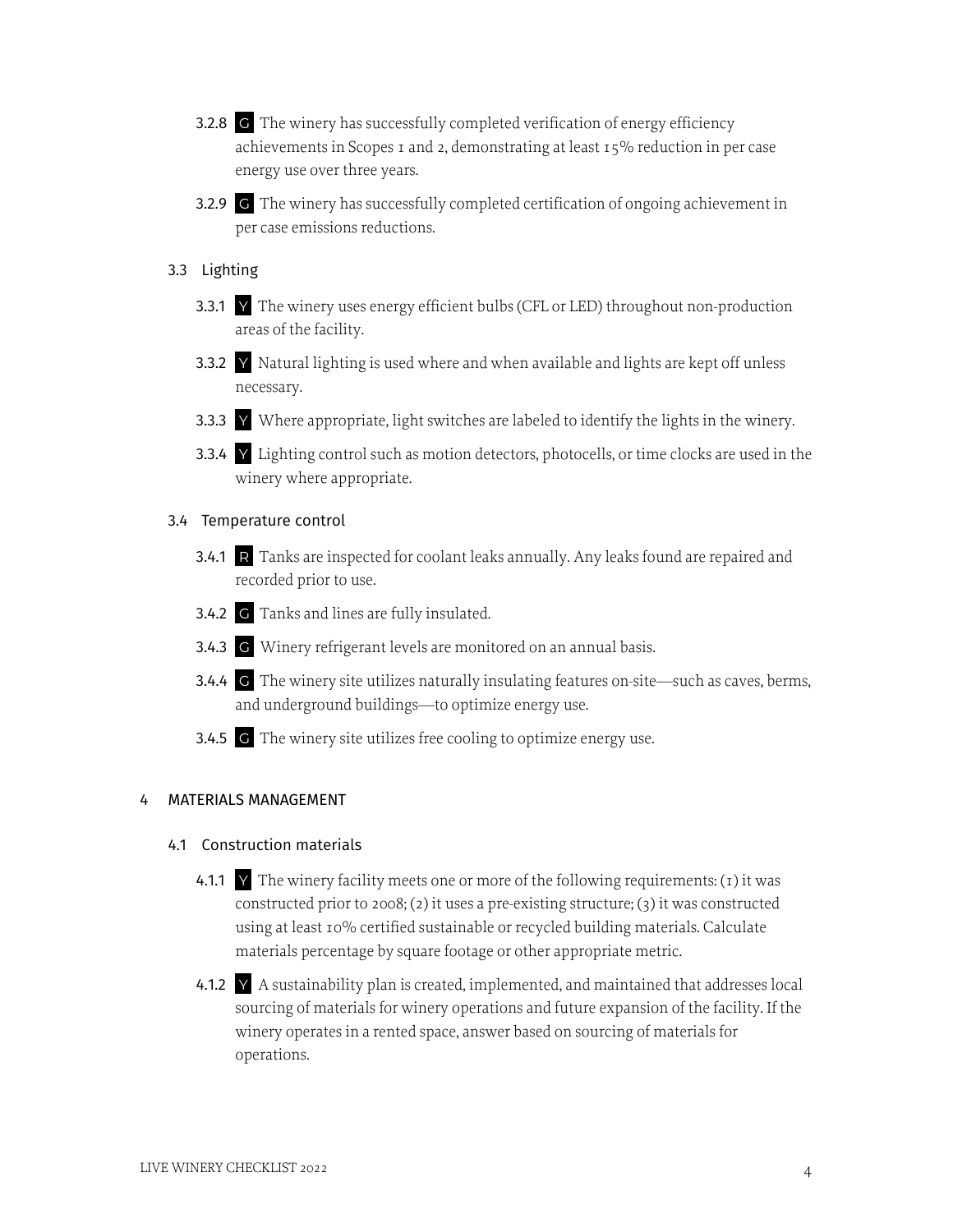- **3.2.8** G The winery has successfully completed verification of energy efficiency achievements in Scopes 1 and 2, demonstrating at least 15% reduction in per case energy use over three years.
- **3.2.9** G The winery has successfully completed certification of ongoing achievement in per case emissions reductions.

### 3.3 Lighting

- **3.3.1** Y The winery uses energy efficient bulbs (CFL or LED) throughout non-production areas of the facility.
- **3.3.2** Y Natural lighting is used where and when available and lights are kept off unless necessary.
- **3.3.3** Y Where appropriate, light switches are labeled to identify the lights in the winery.
- **3.3.4** Y Lighting control such as motion detectors, photocells, or time clocks are used in the winery where appropriate.

### 3.4 Temperature control

- **3.4.1** R Tanks are inspected for coolant leaks annually. Any leaks found are repaired and recorded prior to use.
- **3.4.2** G Tanks and lines are fully insulated.
- **3.4.3** G Winery refrigerant levels are monitored on an annual basis.
- **3.4.4** G The winery site utilizes naturally insulating features on-site—such as caves, berms, and underground buildings—to optimize energy use.
- **3.4.5** G The winery site utilizes free cooling to optimize energy use.

## 4 MATERIALS MANAGEMENT

### 4.1 Construction materials

- **4.1.1** Y The winery facility meets one or more of the following requirements: (1) it was constructed prior to 2008; (2) it uses a pre-existing structure; (3) it was constructed using at least 10% certified sustainable or recycled building materials. Calculate materials percentage by square footage or other appropriate metric.
- **4.1.2** Y A sustainability plan is created, implemented, and maintained that addresses local sourcing of materials for winery operations and future expansion of the facility. If the winery operates in a rented space, answer based on sourcing of materials for operations.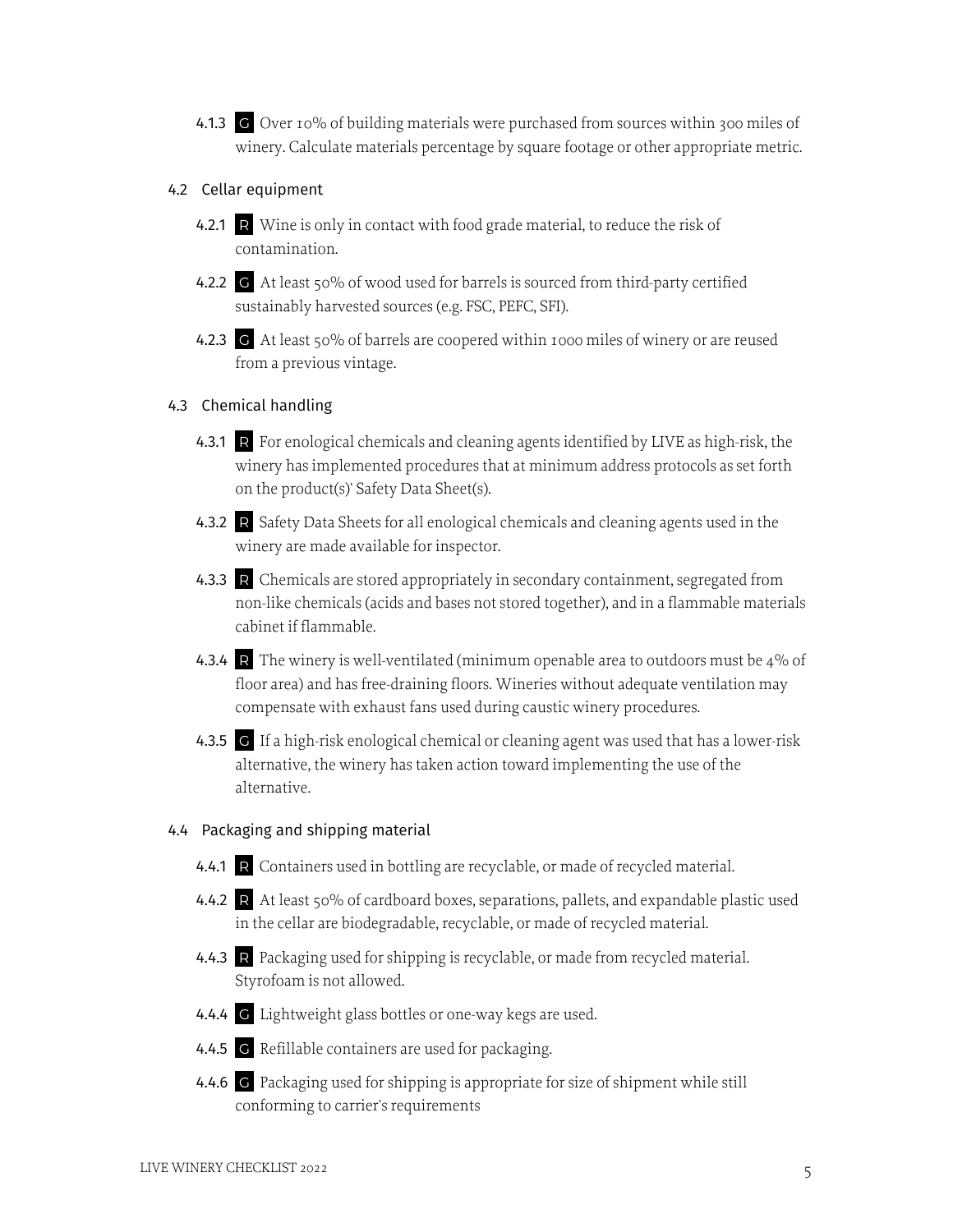4.1.3 **G** Over 10% of building materials were purchased from sources within 300 miles of winery. Calculate materials percentage by square footage or other appropriate metric.

### 4.2 Cellar equipment

4.2.1 **R** Wine is only in contact with food grade material, to reduce the risk of contamination.

4.2.2 **G** At least 50% of wood used for barrels is sourced from third-party certified sustainably harvested sources (e.g. FSC, PEFC, SFI).

4.2.3 **G** At least 50% of barrels are coopered within 1000 miles of winery or are reused from a previous vintage.

### 4.3 Chemical handling

4.3.1 **R** For enological chemicals and cleaning agents identified by LIVE as high-risk, the winery has implemented procedures that at minimum address protocols as set forth on the product(s)' Safety Data Sheet(s).

4.3.2 **R** Safety Data Sheets for all enological chemicals and cleaning agents used in the winery are made available for inspector.

4.3.3 **R** Chemicals are stored appropriately in secondary containment, segregated from non-like chemicals (acids and bases not stored together), and in a flammable materials cabinet if flammable.

4.3.4 **R** The winery is well-ventilated (minimum openable area to outdoors must be 4% of floor area) and has free-draining floors. Wineries without adequate ventilation may compensate with exhaust fans used during caustic winery procedures.

4.3.5 **G** If a high-risk enological chemical or cleaning agent was used that has a lower-risk alternative, the winery has taken action toward implementing the use of the alternative.

### 4.4 Packaging and shipping material

4.4.1 **R** Containers used in bottling are recyclable, or made of recycled material.

4.4.2 **R** At least 50% of cardboard boxes, separations, pallets, and expandable plastic used in the cellar are biodegradable, recyclable, or made of recycled material.

4.4.3 **R** Packaging used for shipping is recyclable, or made from recycled material. Styrofoam is not allowed.

4.4.4 **G** Lightweight glass bottles or one-way kegs are used.

4.4.5 **G** Refillable containers are used for packaging.

4.4.6 **G** Packaging used for shipping is appropriate for size of shipment while still conforming to carrier's requirements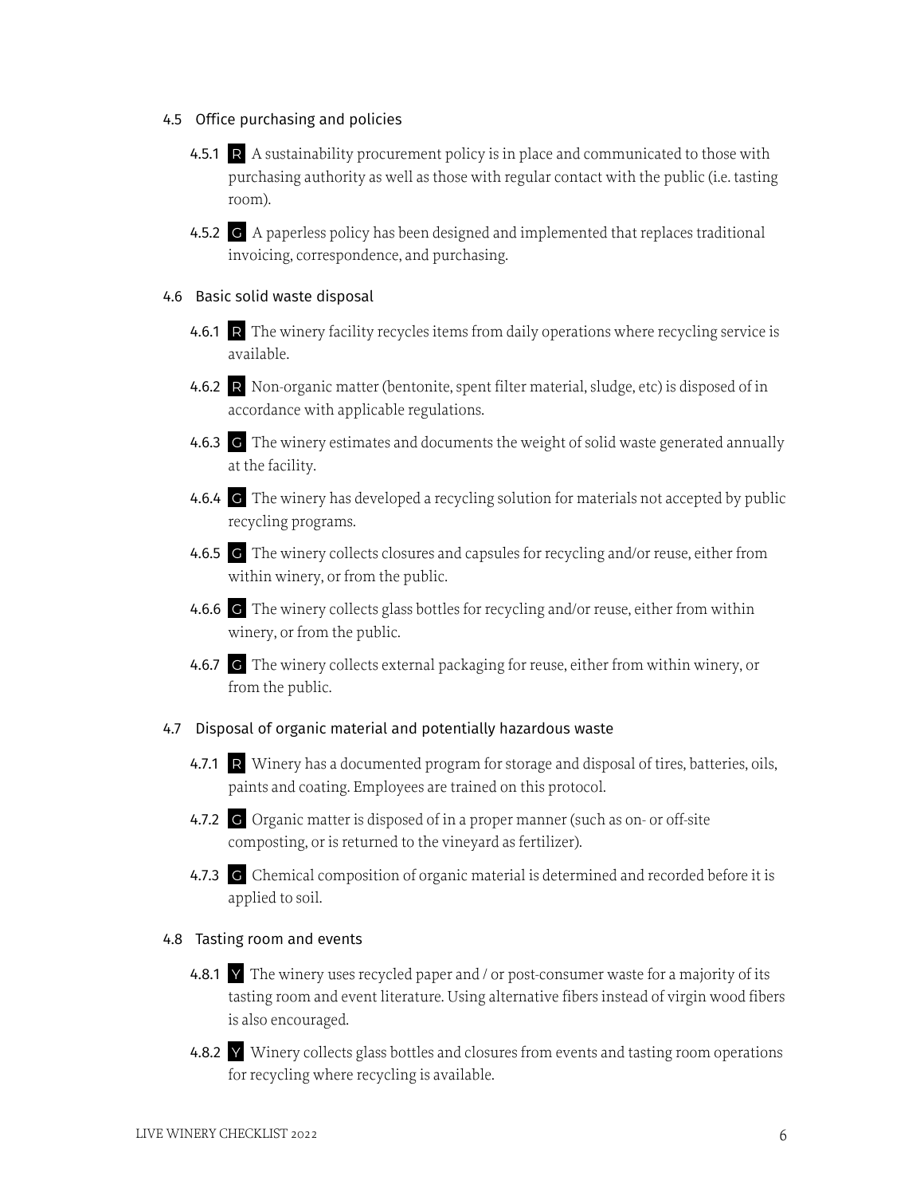### 4.5 Office purchasing and policies

- **4.5.1** R A sustainability procurement policy is in place and communicated to those with purchasing authority as well as those with regular contact with the public (i.e. tasting room).
- **4.5.2** G A paperless policy has been designed and implemented that replaces traditional invoicing, correspondence, and purchasing.

### 4.6 Basic solid waste disposal

- **4.6.1** R The winery facility recycles items from daily operations where recycling service is available.
- **4.6.2** R Non-organic matter (bentonite, spent filter material, sludge, etc) is disposed of in accordance with applicable regulations.
- **4.6.3** G The winery estimates and documents the weight of solid waste generated annually at the facility.
- **4.6.4** G The winery has developed a recycling solution for materials not accepted by public recycling programs.
- **4.6.5** G The winery collects closures and capsules for recycling and/or reuse, either from within winery, or from the public.
- **4.6.6** G The winery collects glass bottles for recycling and/or reuse, either from within winery, or from the public.
- **4.6.7** G The winery collects external packaging for reuse, either from within winery, or from the public.

### 4.7 Disposal of organic material and potentially hazardous waste

- **4.7.1** R Winery has a documented program for storage and disposal of tires, batteries, oils, paints and coating. Employees are trained on this protocol.
- **4.7.2** G Organic matter is disposed of in a proper manner (such as on- or off-site composting, or is returned to the vineyard as fertilizer).
- **4.7.3** G Chemical composition of organic material is determined and recorded before it is applied to soil.

### 4.8 Tasting room and events

- **4.8.1** Y The winery uses recycled paper and / or post-consumer waste for a majority of its tasting room and event literature. Using alternative fibers instead of virgin wood fibers is also encouraged.
- **4.8.2** Y Winery collects glass bottles and closures from events and tasting room operations for recycling where recycling is available.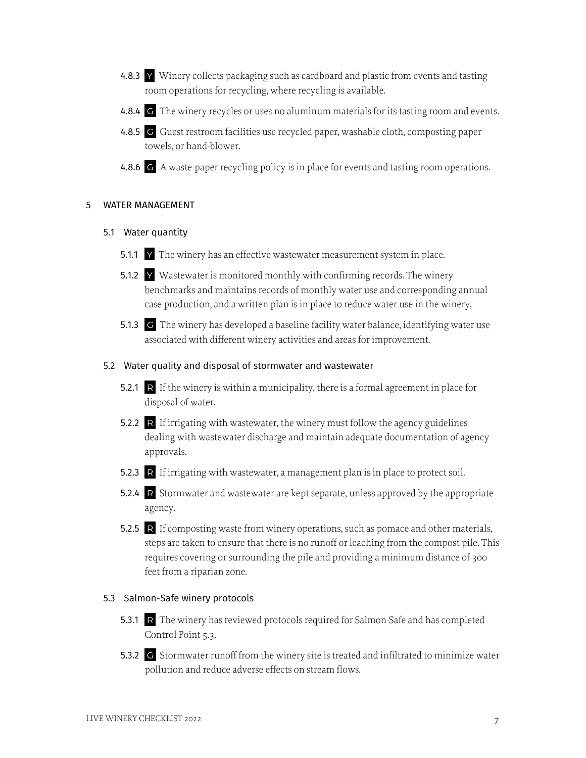- **4.8.3** Y Winery collects packaging such as cardboard and plastic from events and tasting room operations for recycling, where recycling is available.
- **4.8.4** G The winery recycles or uses no aluminum materials for its tasting room and events.
- **4.8.5** G Guest restroom facilities use recycled paper, washable cloth, composting paper towels, or hand-blower.
- **4.8.6** G A waste-paper recycling policy is in place for events and tasting room operations.

## 5 WATER MANAGEMENT

### 5.1 Water quantity

- **5.1.1** Y The winery has an effective wastewater measurement system in place.
- **5.1.2** Y Wastewater is monitored monthly with confirming records. The winery benchmarks and maintains records of monthly water use and corresponding annual case production, and a written plan is in place to reduce water use in the winery.
- **5.1.3** G The winery has developed a baseline facility water balance, identifying water use associated with different winery activities and areas for improvement.

### 5.2 Water quality and disposal of stormwater and wastewater

- **5.2.1** R If the winery is within a municipality, there is a formal agreement in place for disposal of water.
- **5.2.2** R If irrigating with wastewater, the winery must follow the agency guidelines dealing with wastewater discharge and maintain adequate documentation of agency approvals.
- **5.2.3** R If irrigating with wastewater, a management plan is in place to protect soil.
- **5.2.4** R Stormwater and wastewater are kept separate, unless approved by the appropriate agency.
- **5.2.5** R If composting waste from winery operations, such as pomace and other materials, steps are taken to ensure that there is no runoff or leaching from the compost pile. This requires covering or surrounding the pile and providing a minimum distance of 300 feet from a riparian zone.

### 5.3 Salmon-Safe winery protocols

- **5.3.1** R The winery has reviewed protocols required for Salmon-Safe and has completed Control Point 5.3.
- **5.3.2** G Stormwater runoff from the winery site is treated and infiltrated to minimize water pollution and reduce adverse effects on stream flows.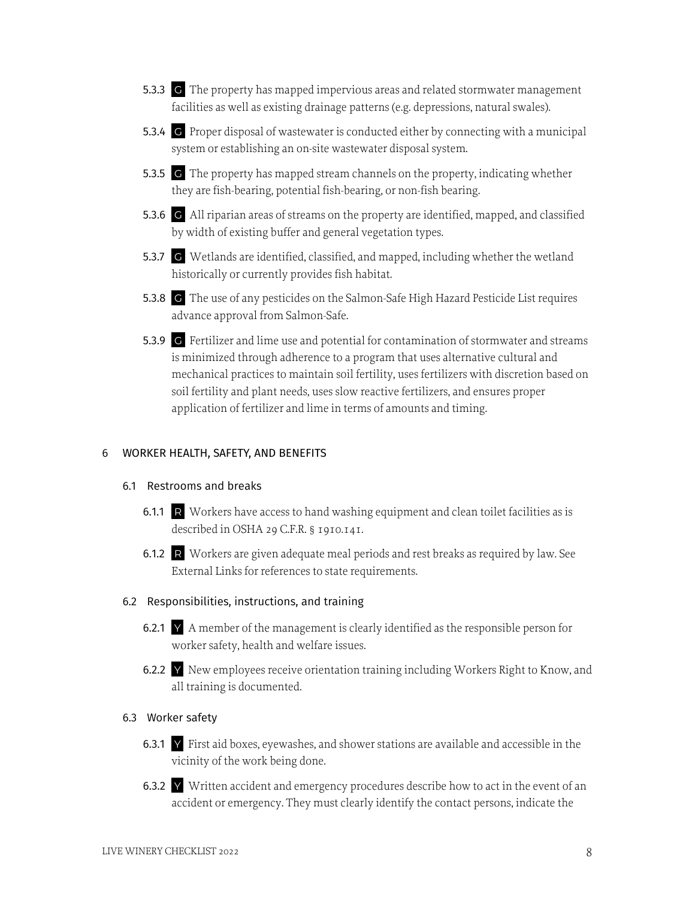**5.3.3** G The property has mapped impervious areas and related stormwater management facilities as well as existing drainage patterns (e.g. depressions, natural swales).

**5.3.4** G Proper disposal of wastewater is conducted either by connecting with a municipal system or establishing an on-site wastewater disposal system.

**5.3.5** G The property has mapped stream channels on the property, indicating whether they are fish-bearing, potential fish-bearing, or non-fish bearing.

**5.3.6** G All riparian areas of streams on the property are identified, mapped, and classified by width of existing buffer and general vegetation types.

**5.3.7** G Wetlands are identified, classified, and mapped, including whether the wetland historically or currently provides fish habitat.

**5.3.8** G The use of any pesticides on the Salmon-Safe High Hazard Pesticide List requires advance approval from Salmon-Safe.

**5.3.9** G Fertilizer and lime use and potential for contamination of stormwater and streams is minimized through adherence to a program that uses alternative cultural and mechanical practices to maintain soil fertility, uses fertilizers with discretion based on soil fertility and plant needs, uses slow reactive fertilizers, and ensures proper application of fertilizer and lime in terms of amounts and timing.

## 6 WORKER HEALTH, SAFETY, AND BENEFITS

### 6.1 Restrooms and breaks

**6.1.1** R Workers have access to hand washing equipment and clean toilet facilities as is described in OSHA 29 C.F.R. § 1910.141.

**6.1.2** R Workers are given adequate meal periods and rest breaks as required by law. See External Links for references to state requirements.

### 6.2 Responsibilities, instructions, and training

**6.2.1** Y A member of the management is clearly identified as the responsible person for worker safety, health and welfare issues.

**6.2.2** Y New employees receive orientation training including Workers Right to Know, and all training is documented.

### 6.3 Worker safety

**6.3.1** Y First aid boxes, eyewashes, and shower stations are available and accessible in the vicinity of the work being done.

**6.3.2** Y Written accident and emergency procedures describe how to act in the event of an accident or emergency. They must clearly identify the contact persons, indicate the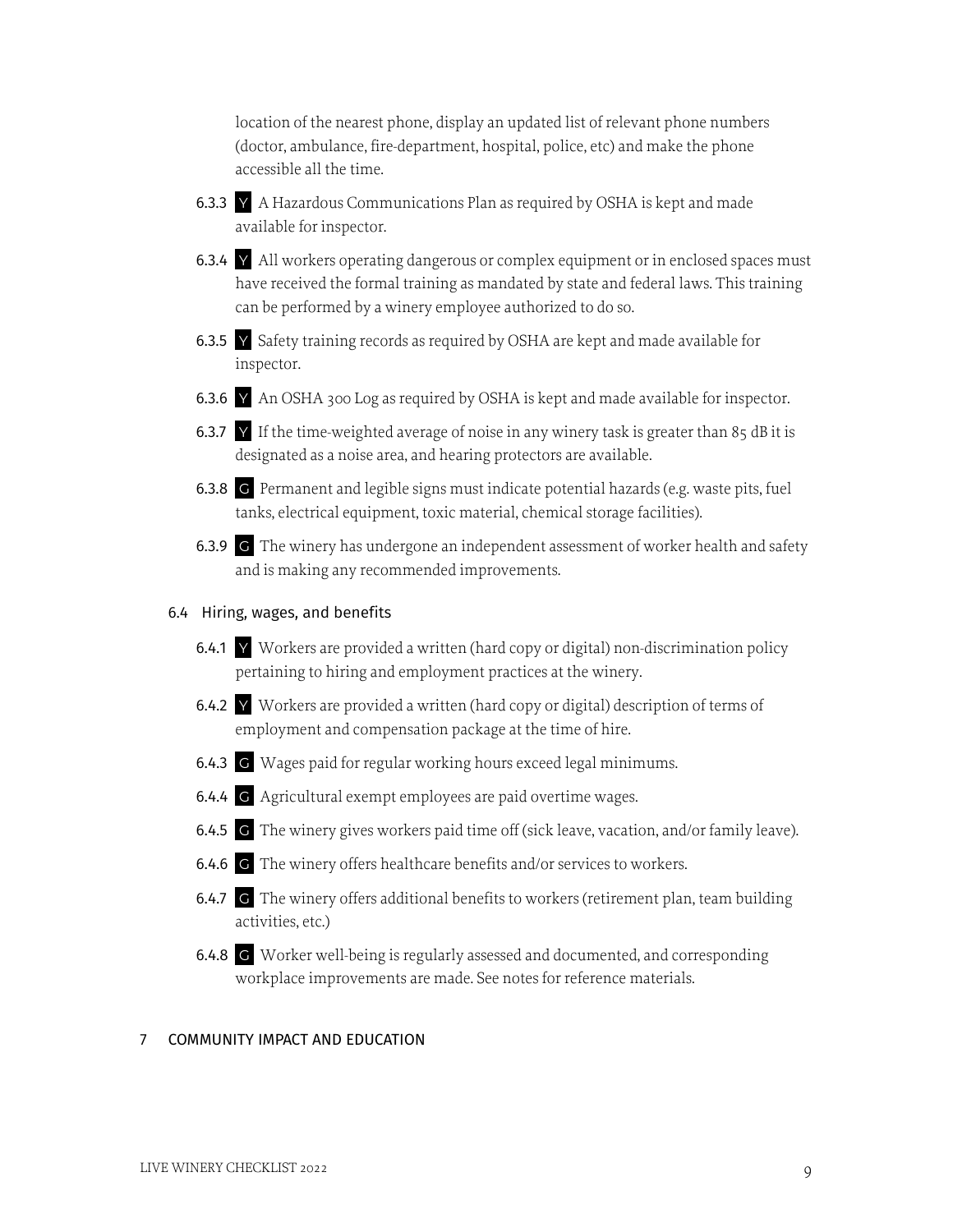location of the nearest phone, display an updated list of relevant phone numbers (doctor, ambulance, fire-department, hospital, police, etc) and make the phone accessible all the time.

- **6.3.3** Y A Hazardous Communications Plan as required by OSHA is kept and made available for inspector.
- **6.3.4** Y All workers operating dangerous or complex equipment or in enclosed spaces must have received the formal training as mandated by state and federal laws. This training can be performed by a winery employee authorized to do so.
- **6.3.5** Y Safety training records as required by OSHA are kept and made available for inspector.
- **6.3.6** Y An OSHA 300 Log as required by OSHA is kept and made available for inspector.
- **6.3.7** Y If the time-weighted average of noise in any winery task is greater than 85 dB it is designated as a noise area, and hearing protectors are available.
- **6.3.8** G Permanent and legible signs must indicate potential hazards (e.g. waste pits, fuel tanks, electrical equipment, toxic material, chemical storage facilities).
- **6.3.9** G The winery has undergone an independent assessment of worker health and safety and is making any recommended improvements.

### 6.4 Hiring, wages, and benefits

- **6.4.1** Y Workers are provided a written (hard copy or digital) non-discrimination policy pertaining to hiring and employment practices at the winery.
- **6.4.2** Y Workers are provided a written (hard copy or digital) description of terms of employment and compensation package at the time of hire.
- **6.4.3** G Wages paid for regular working hours exceed legal minimums.
- **6.4.4** G Agricultural exempt employees are paid overtime wages.
- **6.4.5** G The winery gives workers paid time off (sick leave, vacation, and/or family leave).
- **6.4.6** G The winery offers healthcare benefits and/or services to workers.
- **6.4.7** G The winery offers additional benefits to workers (retirement plan, team building activities, etc.)
- **6.4.8** G Worker well-being is regularly assessed and documented, and corresponding workplace improvements are made. See notes for reference materials.

## 7 COMMUNITY IMPACT AND EDUCATION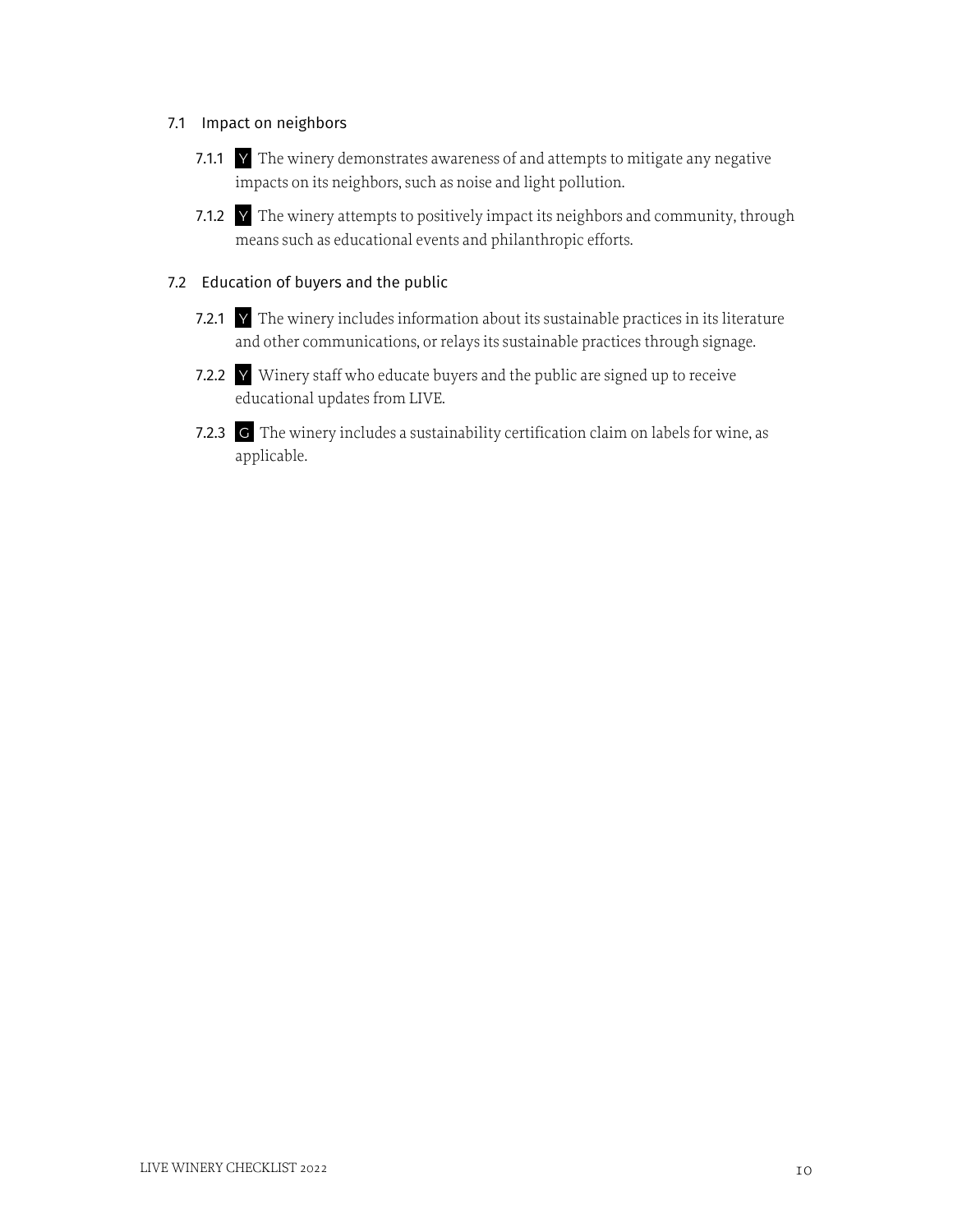### 7.1 Impact on neighbors

**7.1.1** Y The winery demonstrates awareness of and attempts to mitigate any negative impacts on its neighbors, such as noise and light pollution.

**7.1.2** Y The winery attempts to positively impact its neighbors and community, through means such as educational events and philanthropic efforts.

### 7.2 Education of buyers and the public

**7.2.1** Y The winery includes information about its sustainable practices in its literature and other communications, or relays its sustainable practices through signage.

**7.2.2** Y Winery staff who educate buyers and the public are signed up to receive educational updates from LIVE.

**7.2.3** G The winery includes a sustainability certification claim on labels for wine, as applicable.